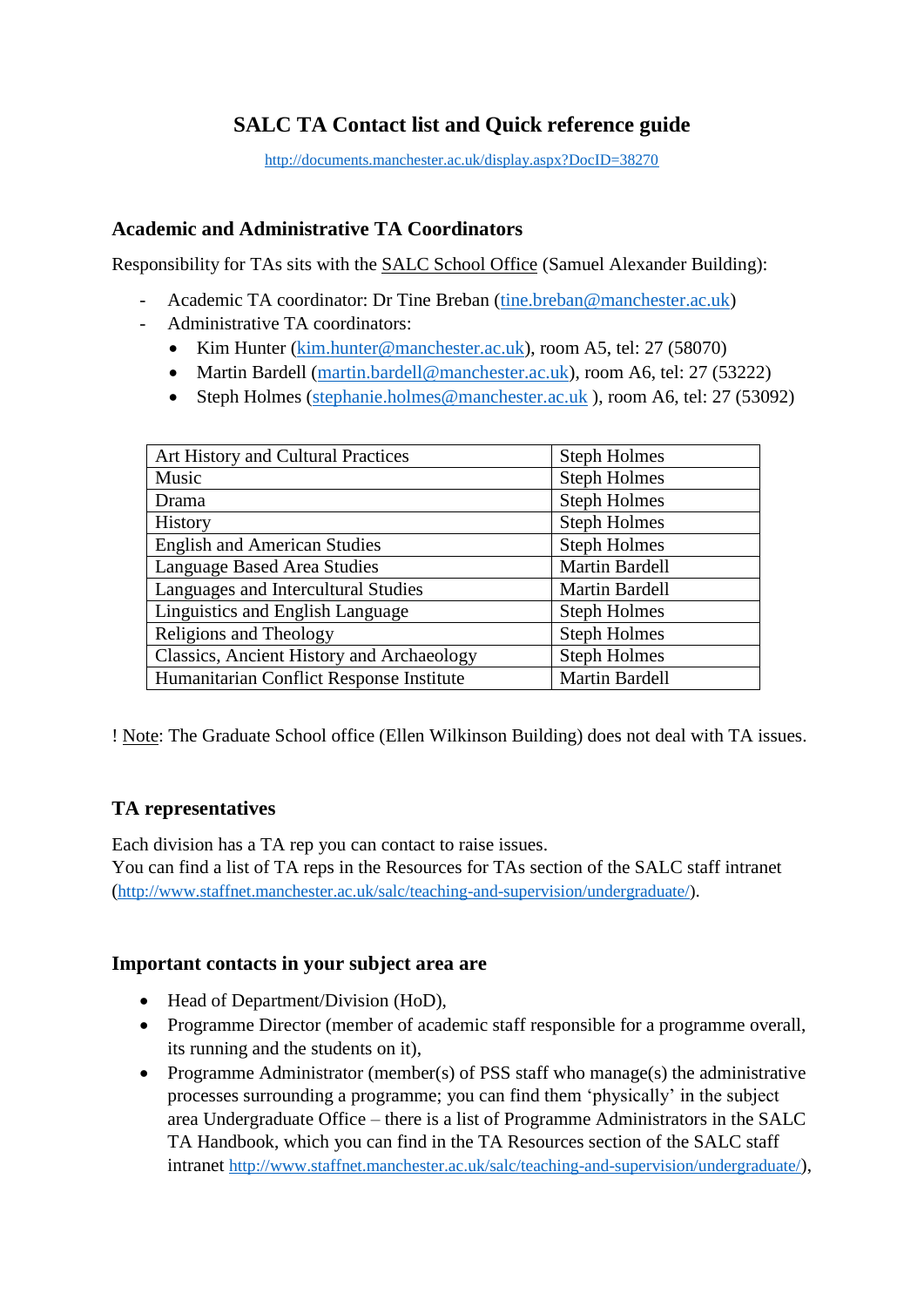# SALC TA Contact list and Quick reference guide

http://documents.manchester.ac.uk/display.aspx?DocID=38270

## Academic and Administrative TA Coordinators

Responsibility for TAs sits with the SALC School Office (Samuel Alexander Building):

- Academic TA coordinator: Dr Tine Breban (tine.breban@manchester.ac.uk)
- Administrative TA coordinators:
  - Kim Hunter (kim.hunter@manchester.ac.uk), room A5, tel: 27 (58070)
  - Martin Bardell (martin.bardell@manchester.ac.uk), room A6, tel: 27 (53222)
  - Steph Holmes (stephanie.holmes@manchester.ac.uk ), room A6, tel: 27 (53092)

| | |
|---|---|
| Art History and Cultural Practices | Steph Holmes |
| Music | Steph Holmes |
| Drama | Steph Holmes |
| History | Steph Holmes |
| English and American Studies | Steph Holmes |
| Language Based Area Studies | Martin Bardell |
| Languages and Intercultural Studies | Martin Bardell |
| Linguistics and English Language | Steph Holmes |
| Religions and Theology | Steph Holmes |
| Classics, Ancient History and Archaeology | Steph Holmes |
| Humanitarian Conflict Response Institute | Martin Bardell |

! Note: The Graduate School office (Ellen Wilkinson Building) does not deal with TA issues.

## TA representatives

Each division has a TA rep you can contact to raise issues.
You can find a list of TA reps in the Resources for TAs section of the SALC staff intranet (http://www.staffnet.manchester.ac.uk/salc/teaching-and-supervision/undergraduate/).

## Important contacts in your subject area are

- Head of Department/Division (HoD),
- Programme Director (member of academic staff responsible for a programme overall, its running and the students on it),
- Programme Administrator (member(s) of PSS staff who manage(s) the administrative processes surrounding a programme; you can find them 'physically' in the subject area Undergraduate Office – there is a list of Programme Administrators in the SALC TA Handbook, which you can find in the TA Resources section of the SALC staff intranet http://www.staffnet.manchester.ac.uk/salc/teaching-and-supervision/undergraduate/),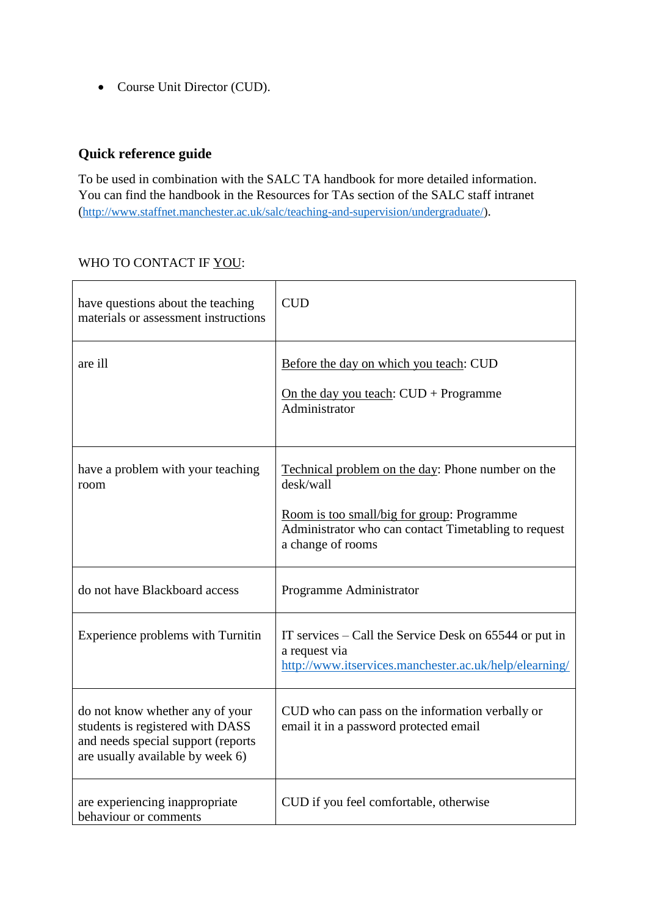- Course Unit Director (CUD).

## Quick reference guide

To be used in combination with the SALC TA handbook for more detailed information. You can find the handbook in the Resources for TAs section of the SALC staff intranet (http://www.staffnet.manchester.ac.uk/salc/teaching-and-supervision/undergraduate/).

WHO TO CONTACT IF YOU:

| | |
|---|---|
| have questions about the teaching materials or assessment instructions | CUD |
| are ill | Before the day on which you teach: CUD<br><br>On the day you teach: CUD + Programme Administrator |
| have a problem with your teaching room | Technical problem on the day: Phone number on the desk/wall<br><br>Room is too small/big for group: Programme Administrator who can contact Timetabling to request a change of rooms |
| do not have Blackboard access | Programme Administrator |
| Experience problems with Turnitin | IT services – Call the Service Desk on 65544 or put in a request via http://www.itservices.manchester.ac.uk/help/elearning/ |
| do not know whether any of your students is registered with DASS and needs special support (reports are usually available by week 6) | CUD who can pass on the information verbally or email it in a password protected email |
| are experiencing inappropriate behaviour or comments | CUD if you feel comfortable, otherwise |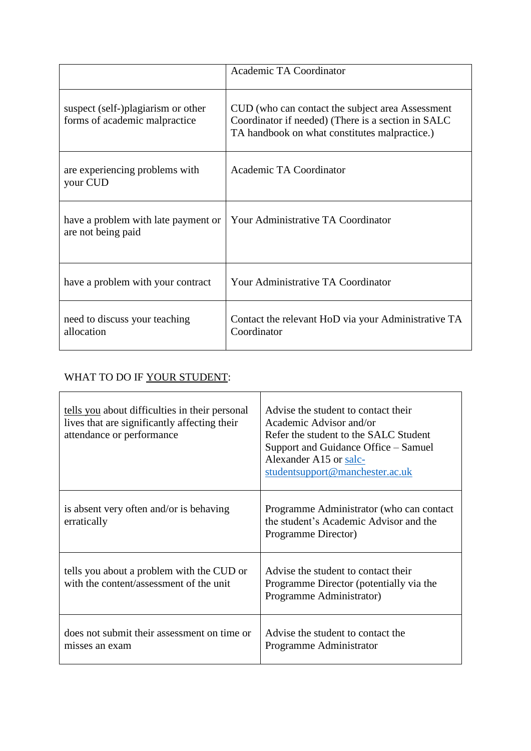| | |
|---|---|
| | Academic TA Coordinator |
| suspect (self-)plagiarism or other forms of academic malpractice | CUD (who can contact the subject area Assessment Coordinator if needed) (There is a section in SALC TA handbook on what constitutes malpractice.) |
| are experiencing problems with your CUD | Academic TA Coordinator |
| have a problem with late payment or are not being paid | Your Administrative TA Coordinator |
| have a problem with your contract | Your Administrative TA Coordinator |
| need to discuss your teaching allocation | Contact the relevant HoD via your Administrative TA Coordinator |

WHAT TO DO IF <u>YOUR STUDENT</u>:

| | |
|---|---|
| <u>tells you</u> about difficulties in their personal lives that are significantly affecting their attendance or performance | Advise the student to contact their Academic Advisor and/or<br>Refer the student to the SALC Student Support and Guidance Office – Samuel Alexander A15 or salc-studentsupport@manchester.ac.uk |
| is absent very often and/or is behaving erratically | Programme Administrator (who can contact the student's Academic Advisor and the Programme Director) |
| tells you about a problem with the CUD or with the content/assessment of the unit | Advise the student to contact their Programme Director (potentially via the Programme Administrator) |
| does not submit their assessment on time or misses an exam | Advise the student to contact the Programme Administrator |